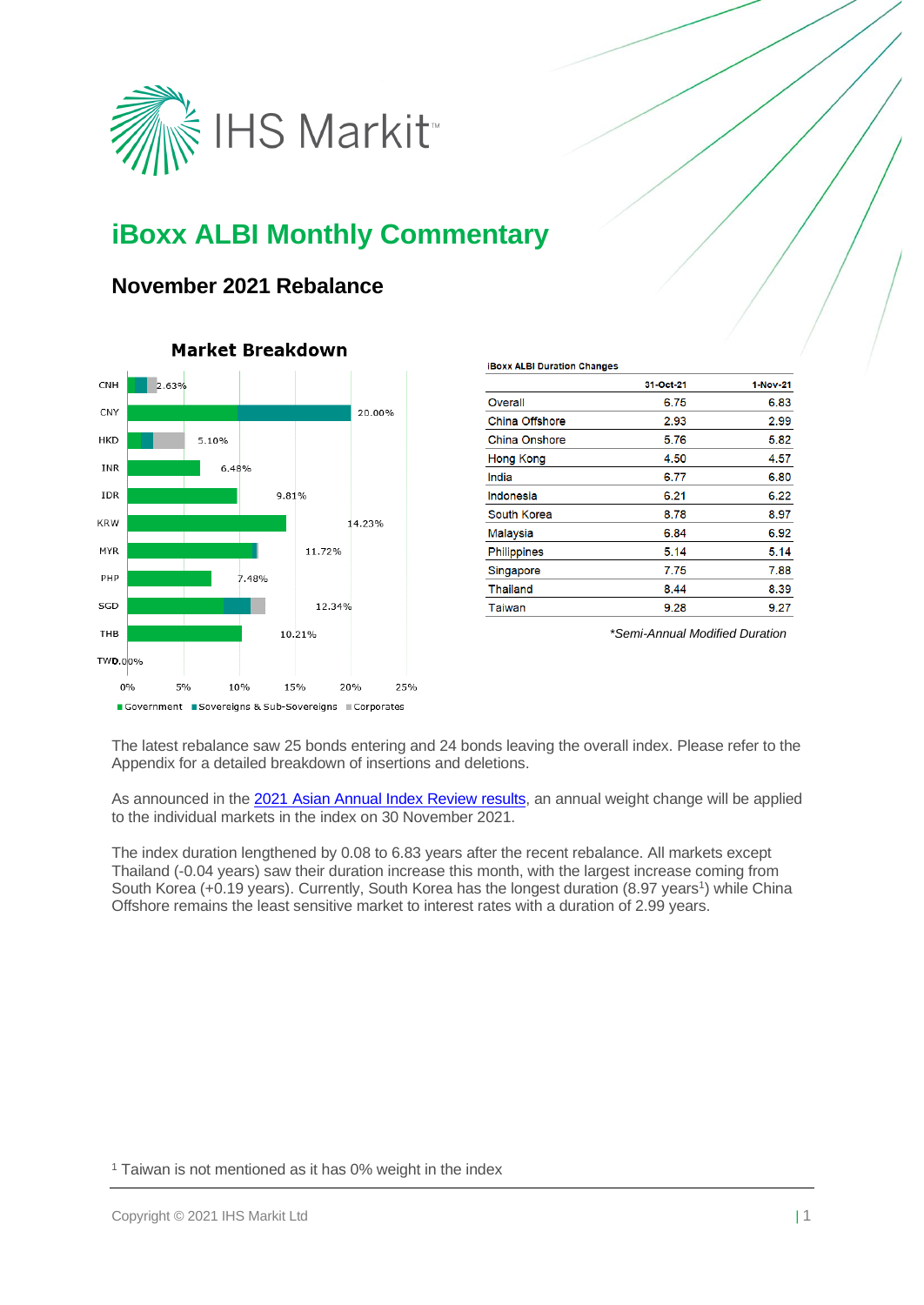# iBoxx ALBI Monthly Commentary

## November 2021 Rebalance

**Market Breakdown**

| Market | Weight |
|---|---|
| CNH | 2.63% |
| CNY | 20.00% |
| HKD | 5.10% |
| INR | 6.48% |
| IDR | 9.81% |
| KRW | 14.23% |
| MYR | 11.72% |
| PHP | 7.48% |
| SGD | 12.34% |
| THB | 10.21% |
| TWD | 0.00% |

Government · Sovereigns & Sub-Sovereigns · Corporates

**iBoxx ALBI Duration Changes**

| | 31-Oct-21 | 1-Nov-21 |
|---|---|---|
| Overall | 6.75 | 6.83 |
| China Offshore | 2.93 | 2.99 |
| China Onshore | 5.76 | 5.82 |
| Hong Kong | 4.50 | 4.57 |
| India | 6.77 | 6.80 |
| Indonesia | 6.21 | 6.22 |
| South Korea | 8.78 | 8.97 |
| Malaysia | 6.84 | 6.92 |
| Philippines | 5.14 | 5.14 |
| Singapore | 7.75 | 7.88 |
| Thailand | 8.44 | 8.39 |
| Taiwan | 9.28 | 9.27 |

*\*Semi-Annual Modified Duration*

The latest rebalance saw 25 bonds entering and 24 bonds leaving the overall index. Please refer to the Appendix for a detailed breakdown of insertions and deletions.

As announced in the 2021 Asian Annual Index Review results, an annual weight change will be applied to the individual markets in the index on 30 November 2021.

The index duration lengthened by 0.08 to 6.83 years after the recent rebalance. All markets except Thailand (-0.04 years) saw their duration increase this month, with the largest increase coming from South Korea (+0.19 years). Currently, South Korea has the longest duration (8.97 years[1]) while China Offshore remains the least sensitive market to interest rates with a duration of 2.99 years.

[1] Taiwan is not mentioned as it has 0% weight in the index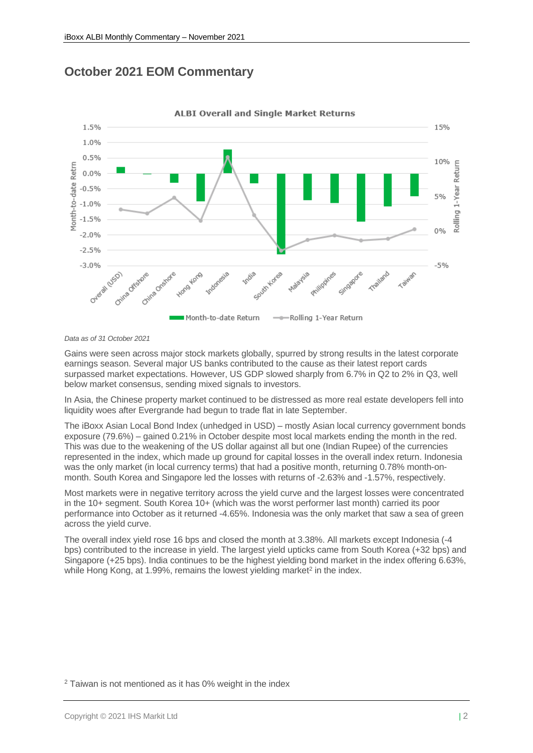## October 2021 EOM Commentary

*Data as of 31 October 2021*

Gains were seen across major stock markets globally, spurred by strong results in the latest corporate earnings season. Several major US banks contributed to the cause as their latest report cards surpassed market expectations. However, US GDP slowed sharply from 6.7% in Q2 to 2% in Q3, well below market consensus, sending mixed signals to investors.

In Asia, the Chinese property market continued to be distressed as more real estate developers fell into liquidity woes after Evergrande had begun to trade flat in late September.

The iBoxx Asian Local Bond Index (unhedged in USD) – mostly Asian local currency government bonds exposure (79.6%) – gained 0.21% in October despite most local markets ending the month in the red. This was due to the weakening of the US dollar against all but one (Indian Rupee) of the currencies represented in the index, which made up ground for capital losses in the overall index return. Indonesia was the only market (in local currency terms) that had a positive month, returning 0.78% month-on-month. South Korea and Singapore led the losses with returns of -2.63% and -1.57%, respectively.

Most markets were in negative territory across the yield curve and the largest losses were concentrated in the 10+ segment. South Korea 10+ (which was the worst performer last month) carried its poor performance into October as it returned -4.65%. Indonesia was the only market that saw a sea of green across the yield curve.

The overall index yield rose 16 bps and closed the month at 3.38%. All markets except Indonesia (-4 bps) contributed to the increase in yield. The largest yield upticks came from South Korea (+32 bps) and Singapore (+25 bps). India continues to be the highest yielding bond market in the index offering 6.63%, while Hong Kong, at 1.99%, remains the lowest yielding market[2] in the index.

[2] Taiwan is not mentioned as it has 0% weight in the index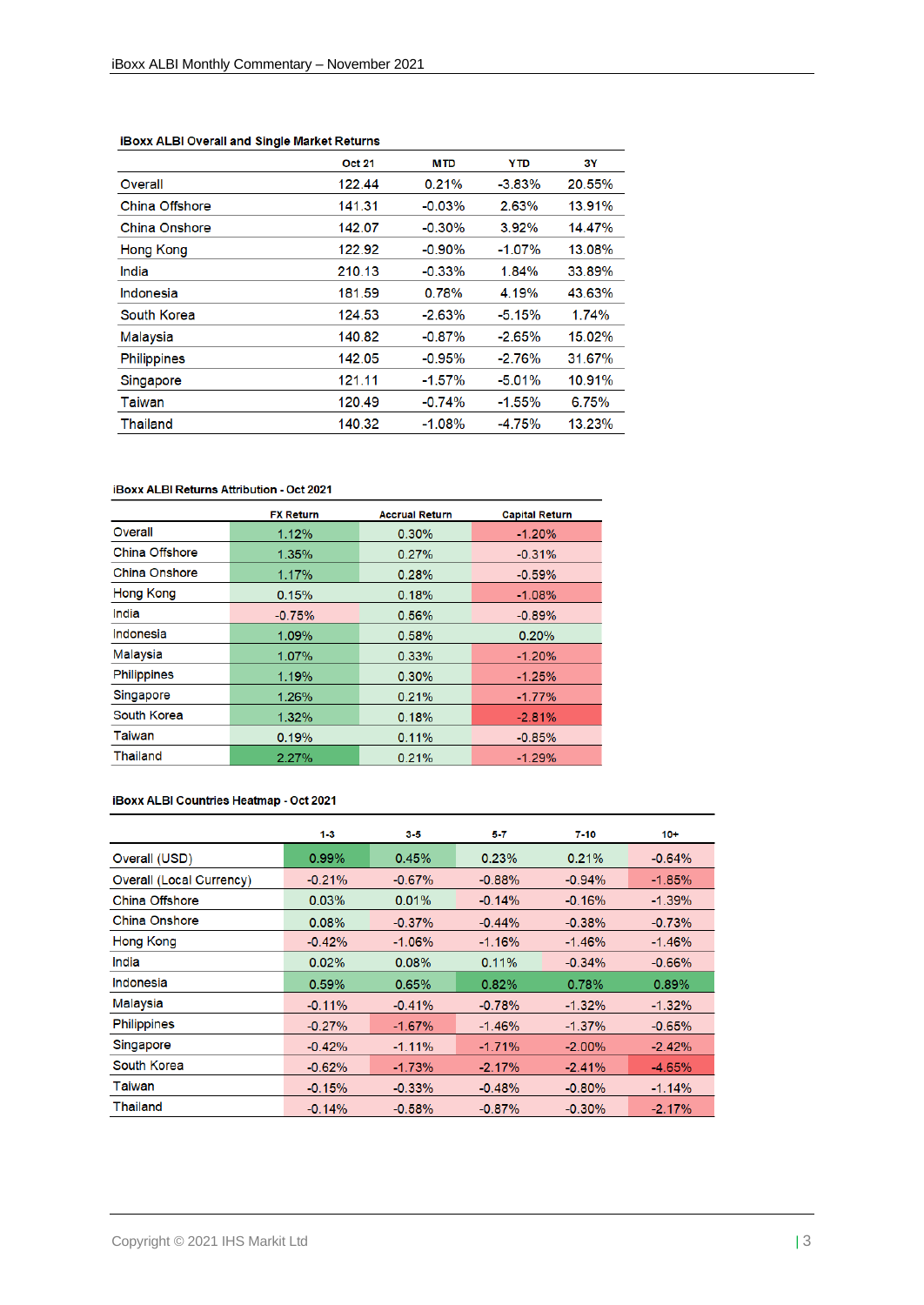**iBoxx ALBI Overall and Single Market Returns**

| | Oct 21 | MTD | YTD | 3Y |
|---|---|---|---|---|
| Overall | 122.44 | 0.21% | -3.83% | 20.55% |
| China Offshore | 141.31 | -0.03% | 2.63% | 13.91% |
| China Onshore | 142.07 | -0.30% | 3.92% | 14.47% |
| Hong Kong | 122.92 | -0.90% | -1.07% | 13.08% |
| India | 210.13 | -0.33% | 1.84% | 33.89% |
| Indonesia | 181.59 | 0.78% | 4.19% | 43.63% |
| South Korea | 124.53 | -2.63% | -5.15% | 1.74% |
| Malaysia | 140.82 | -0.87% | -2.65% | 15.02% |
| Philippines | 142.05 | -0.95% | -2.76% | 31.67% |
| Singapore | 121.11 | -1.57% | -5.01% | 10.91% |
| Taiwan | 120.49 | -0.74% | -1.55% | 6.75% |
| Thailand | 140.32 | -1.08% | -4.75% | 13.23% |

**iBoxx ALBI Returns Attribution - Oct 2021**

| | FX Return | Accrual Return | Capital Return |
|---|---|---|---|
| Overall | 1.12% | 0.30% | -1.20% |
| China Offshore | 1.35% | 0.27% | -0.31% |
| China Onshore | 1.17% | 0.28% | -0.59% |
| Hong Kong | 0.15% | 0.18% | -1.08% |
| India | -0.75% | 0.56% | -0.89% |
| Indonesia | 1.09% | 0.58% | 0.20% |
| Malaysia | 1.07% | 0.33% | -1.20% |
| Philippines | 1.19% | 0.30% | -1.25% |
| Singapore | 1.26% | 0.21% | -1.77% |
| South Korea | 1.32% | 0.18% | -2.81% |
| Taiwan | 0.19% | 0.11% | -0.85% |
| Thailand | 2.27% | 0.21% | -1.29% |

**iBoxx ALBI Countries Heatmap - Oct 2021**

| | 1-3 | 3-5 | 5-7 | 7-10 | 10+ |
|---|---|---|---|---|---|
| Overall (USD) | 0.99% | 0.45% | 0.23% | 0.21% | -0.64% |
| Overall (Local Currency) | -0.21% | -0.67% | -0.88% | -0.94% | -1.85% |
| China Offshore | 0.03% | 0.01% | -0.14% | -0.16% | -1.39% |
| China Onshore | 0.08% | -0.37% | -0.44% | -0.38% | -0.73% |
| Hong Kong | -0.42% | -1.06% | -1.16% | -1.46% | -1.46% |
| India | 0.02% | 0.08% | 0.11% | -0.34% | -0.66% |
| Indonesia | 0.59% | 0.65% | 0.82% | 0.78% | 0.89% |
| Malaysia | -0.11% | -0.41% | -0.78% | -1.32% | -1.32% |
| Philippines | -0.27% | -1.67% | -1.46% | -1.37% | -0.65% |
| Singapore | -0.42% | -1.11% | -1.71% | -2.00% | -2.42% |
| South Korea | -0.62% | -1.73% | -2.17% | -2.41% | -4.65% |
| Taiwan | -0.15% | -0.33% | -0.48% | -0.80% | -1.14% |
| Thailand | -0.14% | -0.58% | -0.87% | -0.30% | -2.17% |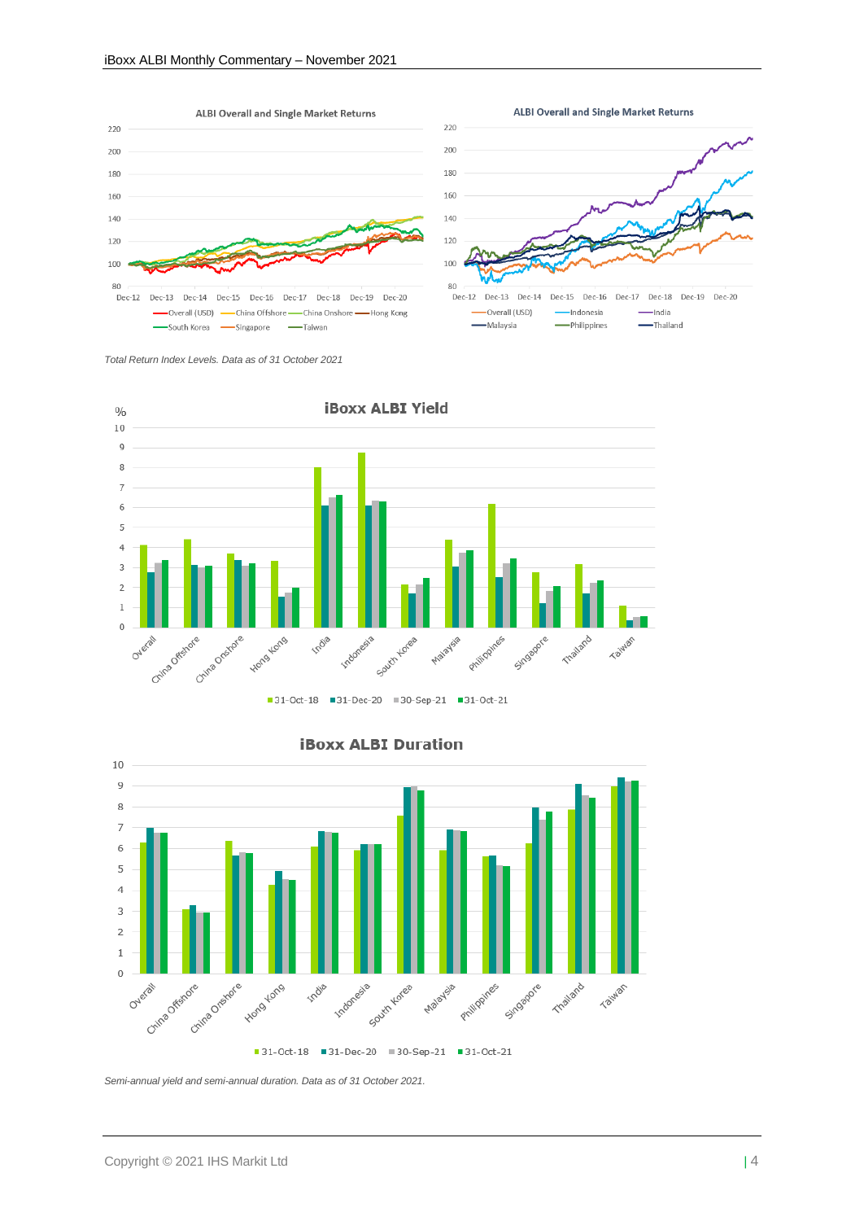**ALBI Overall and Single Market Returns**

**ALBI Overall and Single Market Returns**

*Total Return Index Levels. Data as of 31 October 2021*

**iBoxx ALBI Yield**

**iBoxx ALBI Duration**

*Semi-annual yield and semi-annual duration. Data as of 31 October 2021.*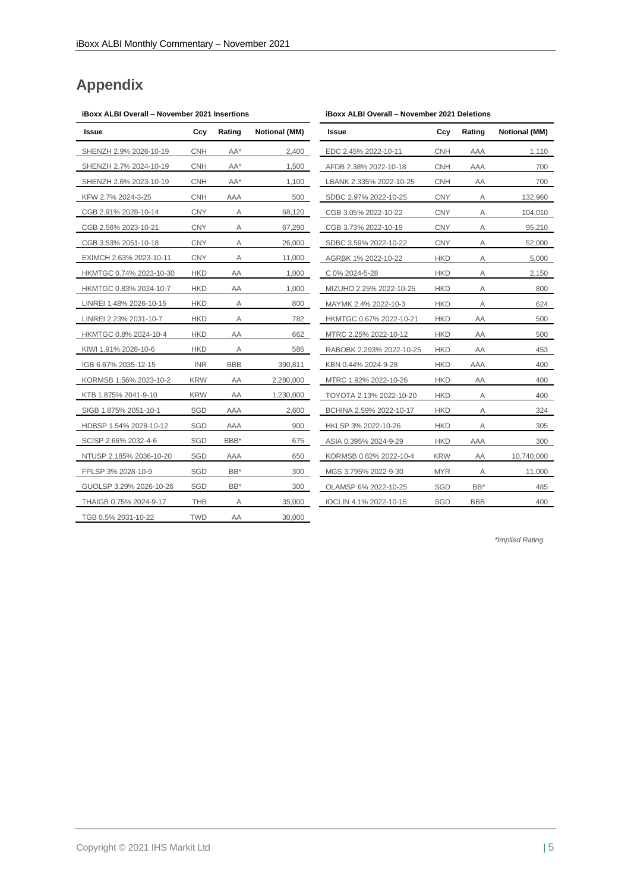# Appendix

**iBoxx ALBI Overall – November 2021 Insertions**

| Issue | Ccy | Rating | Notional (MM) |
|---|---|---|---|
| SHENZH 2.9% 2026-10-19 | CNH | AA* | 2,400 |
| SHENZH 2.7% 2024-10-19 | CNH | AA* | 1,500 |
| SHENZH 2.6% 2023-10-19 | CNH | AA* | 1,100 |
| KFW 2.7% 2024-3-25 | CNH | AAA | 500 |
| CGB 2.91% 2028-10-14 | CNY | A | 68,120 |
| CGB 2.56% 2023-10-21 | CNY | A | 67,290 |
| CGB 3.53% 2051-10-18 | CNY | A | 26,000 |
| EXIMCH 2.63% 2023-10-11 | CNY | A | 11,000 |
| HKMTGC 0.74% 2023-10-30 | HKD | AA | 1,000 |
| HKMTGC 0.83% 2024-10-7 | HKD | AA | 1,000 |
| LINREI 1.48% 2026-10-15 | HKD | A | 800 |
| LINREI 2.23% 2031-10-7 | HKD | A | 782 |
| HKMTGC 0.8% 2024-10-4 | HKD | AA | 662 |
| KIWI 1.91% 2028-10-6 | HKD | A | 586 |
| IGB 6.67% 2035-12-15 | INR | BBB | 390,811 |
| KORMSB 1.56% 2023-10-2 | KRW | AA | 2,280,000 |
| KTB 1.875% 2041-9-10 | KRW | AA | 1,230,000 |
| SIGB 1.875% 2051-10-1 | SGD | AAA | 2,600 |
| HDBSP 1.54% 2028-10-12 | SGD | AAA | 900 |
| SCISP 2.66% 2032-4-6 | SGD | BBB* | 675 |
| NTUSP 2.185% 2036-10-20 | SGD | AAA | 650 |
| FPLSP 3% 2028-10-9 | SGD | BB* | 300 |
| GUOLSP 3.29% 2026-10-26 | SGD | BB* | 300 |
| THAIGB 0.75% 2024-9-17 | THB | A | 35,000 |
| TGB 0.5% 2031-10-22 | TWD | AA | 30,000 |

**iBoxx ALBI Overall – November 2021 Deletions**

| Issue | Ccy | Rating | Notional (MM) |
|---|---|---|---|
| EDC 2.45% 2022-10-11 | CNH | AAA | 1,110 |
| AFDB 2.38% 2022-10-18 | CNH | AAA | 700 |
| LBANK 2.335% 2022-10-25 | CNH | AA | 700 |
| SDBC 2.97% 2022-10-25 | CNY | A | 132,960 |
| CGB 3.05% 2022-10-22 | CNY | A | 104,010 |
| CGB 3.73% 2022-10-19 | CNY | A | 95,210 |
| SDBC 3.59% 2022-10-22 | CNY | A | 52,000 |
| AGRBK 1% 2022-10-22 | HKD | A | 5,000 |
| C 0% 2024-5-28 | HKD | A | 2,150 |
| MIZUHO 2.25% 2022-10-25 | HKD | A | 800 |
| MAYMK 2.4% 2022-10-3 | HKD | A | 624 |
| HKMTGC 0.67% 2022-10-21 | HKD | AA | 500 |
| MTRC 2.25% 2022-10-12 | HKD | AA | 500 |
| RABOBK 2.293% 2022-10-25 | HKD | AA | 453 |
| KBN 0.44% 2024-9-28 | HKD | AAA | 400 |
| MTRC 1.92% 2022-10-26 | HKD | AA | 400 |
| TOYOTA 2.13% 2022-10-20 | HKD | A | 400 |
| BCHINA 2.59% 2022-10-17 | HKD | A | 324 |
| HKLSP 3% 2022-10-26 | HKD | A | 305 |
| ASIA 0.395% 2024-9-29 | HKD | AAA | 300 |
| KORMSB 0.82% 2022-10-4 | KRW | AA | 10,740,000 |
| MGS 3.795% 2022-9-30 | MYR | A | 11,000 |
| OLAMSP 6% 2022-10-25 | SGD | BB* | 485 |
| IOCLIN 4.1% 2022-10-15 | SGD | BBB | 400 |

*Implied Rating*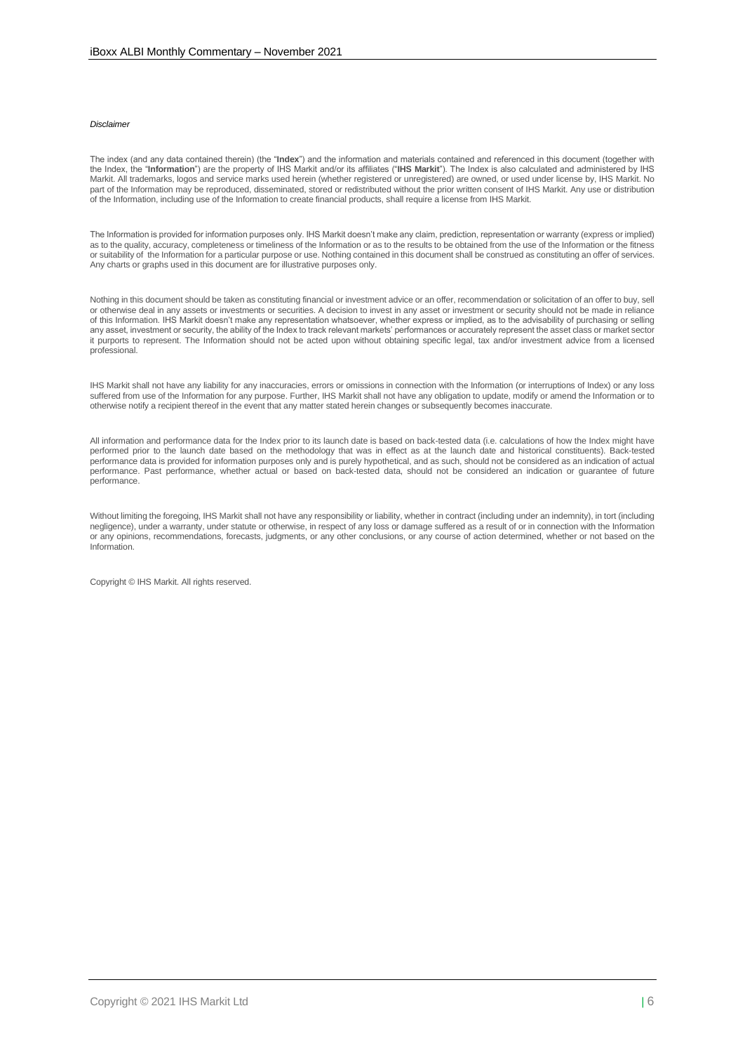*Disclaimer*

The index (and any data contained therein) (the "**Index**") and the information and materials contained and referenced in this document (together with the Index, the "**Information**") are the property of IHS Markit and/or its affiliates ("**IHS Markit**"). The Index is also calculated and administered by IHS Markit. All trademarks, logos and service marks used herein (whether registered or unregistered) are owned, or used under license by, IHS Markit. No part of the Information may be reproduced, disseminated, stored or redistributed without the prior written consent of IHS Markit. Any use or distribution of the Information, including use of the Information to create financial products, shall require a license from IHS Markit.

The Information is provided for information purposes only. IHS Markit doesn't make any claim, prediction, representation or warranty (express or implied) as to the quality, accuracy, completeness or timeliness of the Information or as to the results to be obtained from the use of the Information or the fitness or suitability of the Information for a particular purpose or use. Nothing contained in this document shall be construed as constituting an offer of services. Any charts or graphs used in this document are for illustrative purposes only.

Nothing in this document should be taken as constituting financial or investment advice or an offer, recommendation or solicitation of an offer to buy, sell or otherwise deal in any assets or investments or securities. A decision to invest in any asset or investment or security should not be made in reliance of this Information. IHS Markit doesn't make any representation whatsoever, whether express or implied, as to the advisability of purchasing or selling any asset, investment or security, the ability of the Index to track relevant markets' performances or accurately represent the asset class or market sector it purports to represent. The Information should not be acted upon without obtaining specific legal, tax and/or investment advice from a licensed professional.

IHS Markit shall not have any liability for any inaccuracies, errors or omissions in connection with the Information (or interruptions of Index) or any loss suffered from use of the Information for any purpose. Further, IHS Markit shall not have any obligation to update, modify or amend the Information or to otherwise notify a recipient thereof in the event that any matter stated herein changes or subsequently becomes inaccurate.

All information and performance data for the Index prior to its launch date is based on back-tested data (i.e. calculations of how the Index might have performed prior to the launch date based on the methodology that was in effect as at the launch date and historical constituents). Back-tested performance data is provided for information purposes only and is purely hypothetical, and as such, should not be considered as an indication of actual performance. Past performance, whether actual or based on back-tested data, should not be considered an indication or guarantee of future performance.

Without limiting the foregoing, IHS Markit shall not have any responsibility or liability, whether in contract (including under an indemnity), in tort (including negligence), under a warranty, under statute or otherwise, in respect of any loss or damage suffered as a result of or in connection with the Information or any opinions, recommendations, forecasts, judgments, or any other conclusions, or any course of action determined, whether or not based on the Information.

Copyright © IHS Markit. All rights reserved.